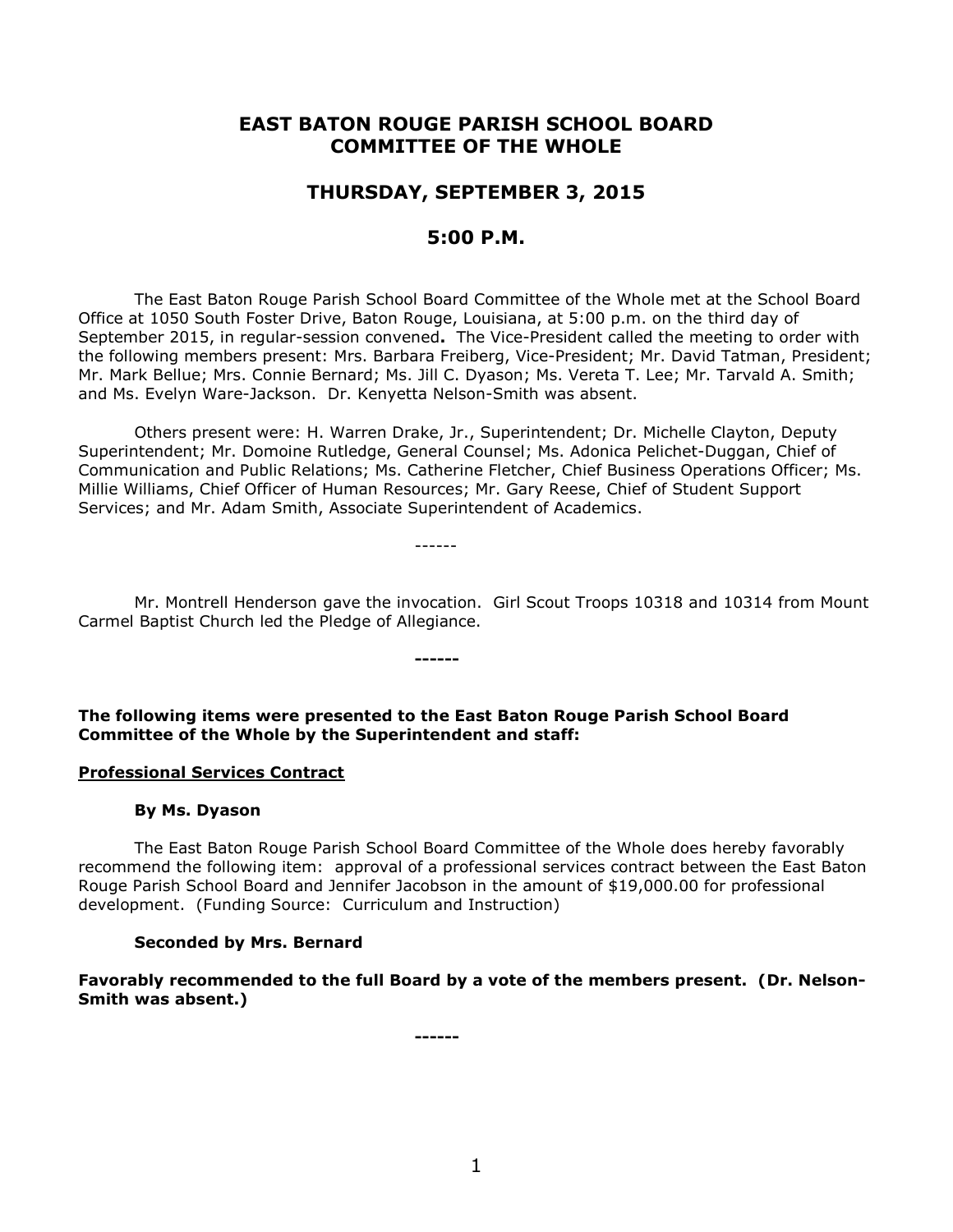# EAST BATON ROUGE PARISH SCHOOL BOARD COMMITTEE OF THE WHOLE

## THURSDAY, SEPTEMBER 3, 2015

## 5:00 P.M.

The East Baton Rouge Parish School Board Committee of the Whole met at the School Board Office at 1050 South Foster Drive, Baton Rouge, Louisiana, at 5:00 p.m. on the third day of September 2015, in regular-session convened**.** The Vice-President called the meeting to order with the following members present: Mrs. Barbara Freiberg, Vice-President; Mr. David Tatman, President; Mr. Mark Bellue; Mrs. Connie Bernard; Ms. Jill C. Dyason; Ms. Vereta T. Lee; Mr. Tarvald A. Smith; and Ms. Evelyn Ware-Jackson. Dr. Kenyetta Nelson-Smith was absent.

Others present were: H. Warren Drake, Jr., Superintendent; Dr. Michelle Clayton, Deputy Superintendent; Mr. Domoine Rutledge, General Counsel; Ms. Adonica Pelichet-Duggan, Chief of Communication and Public Relations; Ms. Catherine Fletcher, Chief Business Operations Officer; Ms. Millie Williams, Chief Officer of Human Resources; Mr. Gary Reese, Chief of Student Support Services; and Mr. Adam Smith, Associate Superintendent of Academics.

------

Mr. Montrell Henderson gave the invocation. Girl Scout Troops 10318 and 10314 from Mount Carmel Baptist Church led the Pledge of Allegiance.

**------**

**The following items were presented to the East Baton Rouge Parish School Board Committee of the Whole by the Superintendent and staff:**

**<u>Professional Services Contract</u>**

**By Ms. Dyason**

The East Baton Rouge Parish School Board Committee of the Whole does hereby favorably recommend the following item: approval of a professional services contract between the East Baton Rouge Parish School Board and Jennifer Jacobson in the amount of $19,000.00 for professional development. (Funding Source: Curriculum and Instruction)

**Seconded by Mrs. Bernard**

**Favorably recommended to the full Board by a vote of the members present. (Dr. Nelson-Smith was absent.)**

**------**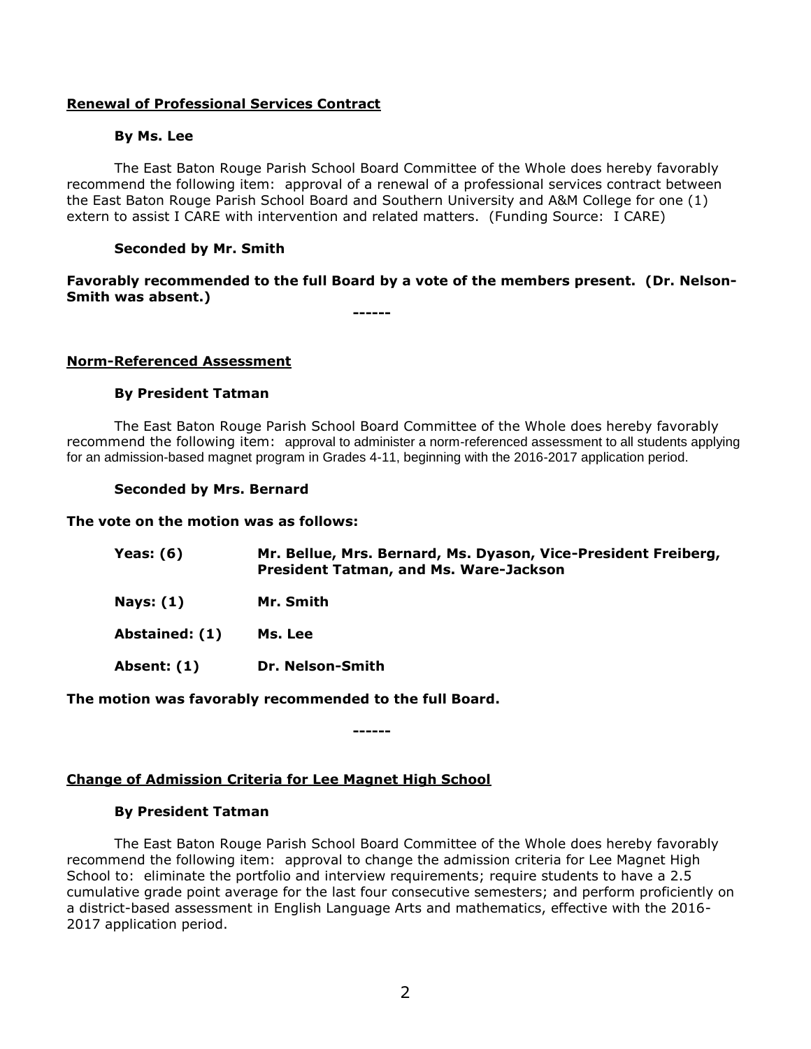**Renewal of Professional Services Contract**

**By Ms. Lee**

The East Baton Rouge Parish School Board Committee of the Whole does hereby favorably recommend the following item: approval of a renewal of a professional services contract between the East Baton Rouge Parish School Board and Southern University and A&M College for one (1) extern to assist I CARE with intervention and related matters. (Funding Source: I CARE)

**Seconded by Mr. Smith**

**Favorably recommended to the full Board by a vote of the members present. (Dr. Nelson-Smith was absent.)**

------

**Norm-Referenced Assessment**

**By President Tatman**

The East Baton Rouge Parish School Board Committee of the Whole does hereby favorably recommend the following item: approval to administer a norm-referenced assessment to all students applying for an admission-based magnet program in Grades 4-11, beginning with the 2016-2017 application period.

**Seconded by Mrs. Bernard**

**The vote on the motion was as follows:**

| | |
|---|---|
| **Yeas: (6)** | **Mr. Bellue, Mrs. Bernard, Ms. Dyason, Vice-President Freiberg, President Tatman, and Ms. Ware-Jackson** |
| **Nays: (1)** | **Mr. Smith** |
| **Abstained: (1)** | **Ms. Lee** |
| **Absent: (1)** | **Dr. Nelson-Smith** |

**The motion was favorably recommended to the full Board.**

------

**Change of Admission Criteria for Lee Magnet High School**

**By President Tatman**

The East Baton Rouge Parish School Board Committee of the Whole does hereby favorably recommend the following item: approval to change the admission criteria for Lee Magnet High School to: eliminate the portfolio and interview requirements; require students to have a 2.5 cumulative grade point average for the last four consecutive semesters; and perform proficiently on a district-based assessment in English Language Arts and mathematics, effective with the 2016-2017 application period.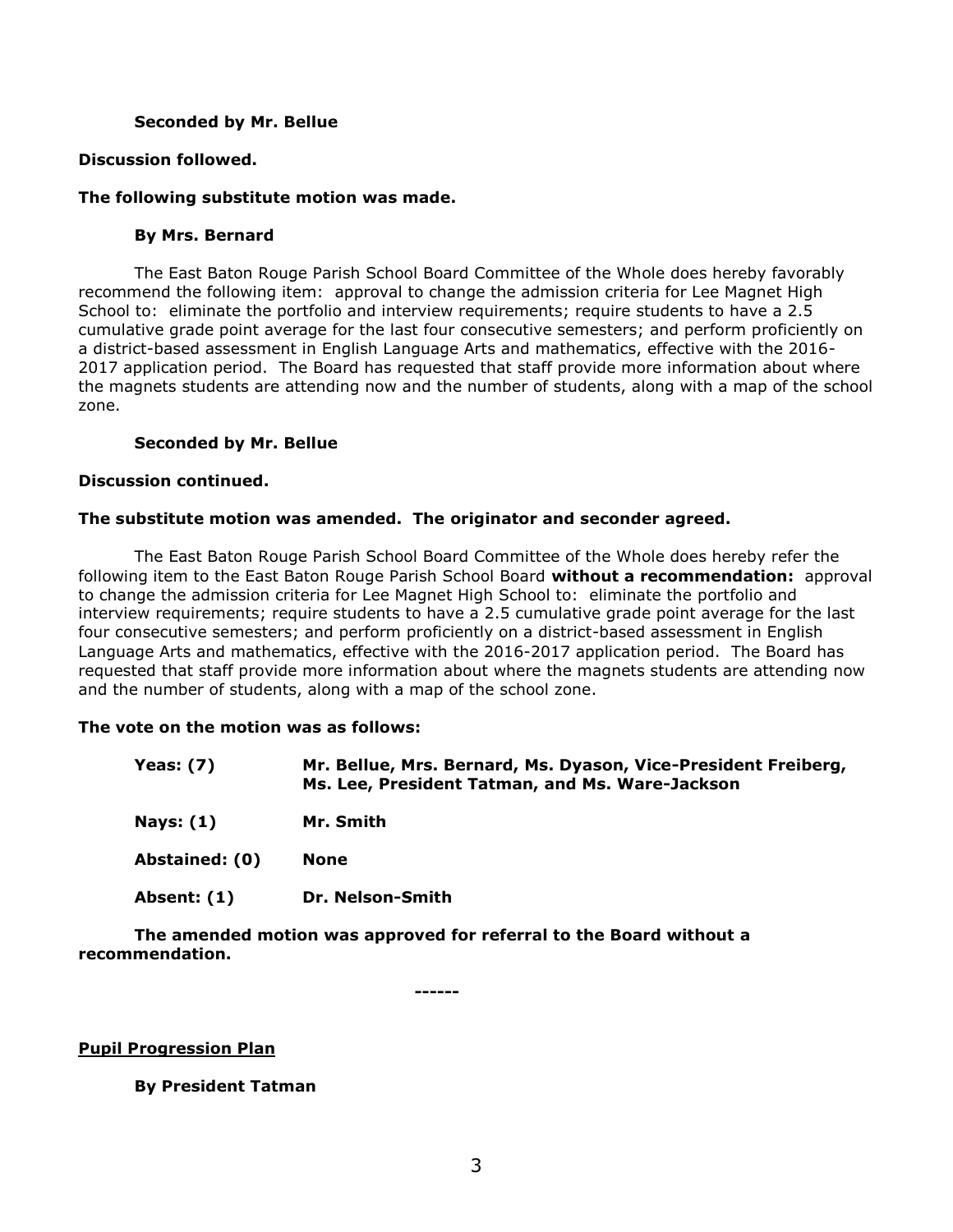**Seconded by Mr. Bellue**

**Discussion followed.**

**The following substitute motion was made.**

**By Mrs. Bernard**

The East Baton Rouge Parish School Board Committee of the Whole does hereby favorably recommend the following item: approval to change the admission criteria for Lee Magnet High School to: eliminate the portfolio and interview requirements; require students to have a 2.5 cumulative grade point average for the last four consecutive semesters; and perform proficiently on a district-based assessment in English Language Arts and mathematics, effective with the 2016-2017 application period. The Board has requested that staff provide more information about where the magnets students are attending now and the number of students, along with a map of the school zone.

**Seconded by Mr. Bellue**

**Discussion continued.**

**The substitute motion was amended. The originator and seconder agreed.**

The East Baton Rouge Parish School Board Committee of the Whole does hereby refer the following item to the East Baton Rouge Parish School Board **without a recommendation:** approval to change the admission criteria for Lee Magnet High School to: eliminate the portfolio and interview requirements; require students to have a 2.5 cumulative grade point average for the last four consecutive semesters; and perform proficiently on a district-based assessment in English Language Arts and mathematics, effective with the 2016-2017 application period. The Board has requested that staff provide more information about where the magnets students are attending now and the number of students, along with a map of the school zone.

**The vote on the motion was as follows:**

**Yeas: (7)** **Mr. Bellue, Mrs. Bernard, Ms. Dyason, Vice-President Freiberg, Ms. Lee, President Tatman, and Ms. Ware-Jackson**

**Nays: (1)** **Mr. Smith**

**Abstained: (0)** **None**

**Absent: (1)** **Dr. Nelson-Smith**

**The amended motion was approved for referral to the Board without a recommendation.**

**------**

**<u>Pupil Progression Plan</u>**

**By President Tatman**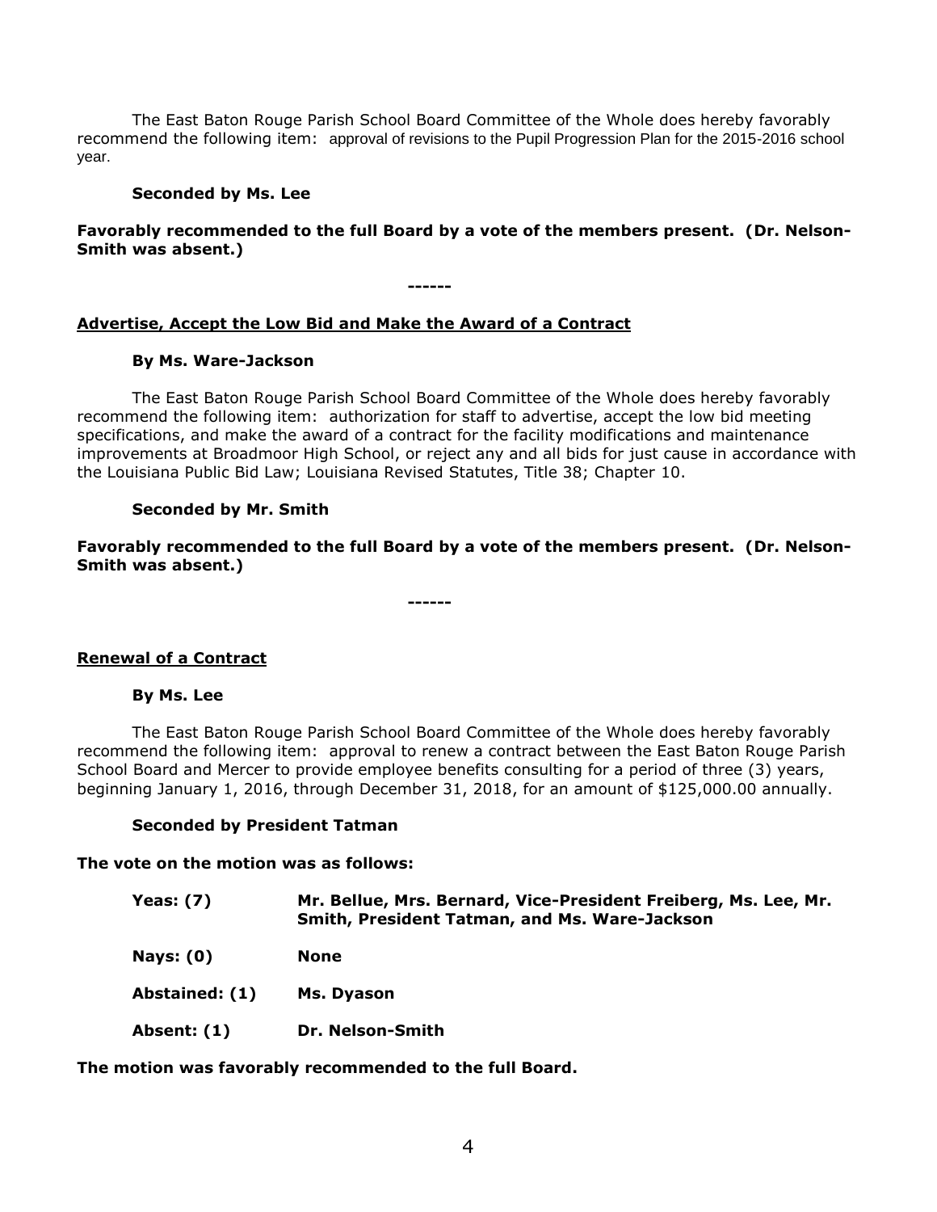The East Baton Rouge Parish School Board Committee of the Whole does hereby favorably recommend the following item: approval of revisions to the Pupil Progression Plan for the 2015-2016 school year.

**Seconded by Ms. Lee**

**Favorably recommended to the full Board by a vote of the members present. (Dr. Nelson-Smith was absent.)**

**------**

**Advertise, Accept the Low Bid and Make the Award of a Contract**

**By Ms. Ware-Jackson**

The East Baton Rouge Parish School Board Committee of the Whole does hereby favorably recommend the following item: authorization for staff to advertise, accept the low bid meeting specifications, and make the award of a contract for the facility modifications and maintenance improvements at Broadmoor High School, or reject any and all bids for just cause in accordance with the Louisiana Public Bid Law; Louisiana Revised Statutes, Title 38; Chapter 10.

**Seconded by Mr. Smith**

**Favorably recommended to the full Board by a vote of the members present. (Dr. Nelson-Smith was absent.)**

**------**

**Renewal of a Contract**

**By Ms. Lee**

The East Baton Rouge Parish School Board Committee of the Whole does hereby favorably recommend the following item: approval to renew a contract between the East Baton Rouge Parish School Board and Mercer to provide employee benefits consulting for a period of three (3) years, beginning January 1, 2016, through December 31, 2018, for an amount of $125,000.00 annually.

**Seconded by President Tatman**

**The vote on the motion was as follows:**

| | |
|---|---|
| **Yeas: (7)** | **Mr. Bellue, Mrs. Bernard, Vice-President Freiberg, Ms. Lee, Mr. Smith, President Tatman, and Ms. Ware-Jackson** |
| **Nays: (0)** | **None** |
| **Abstained: (1)** | **Ms. Dyason** |
| **Absent: (1)** | **Dr. Nelson-Smith** |

**The motion was favorably recommended to the full Board.**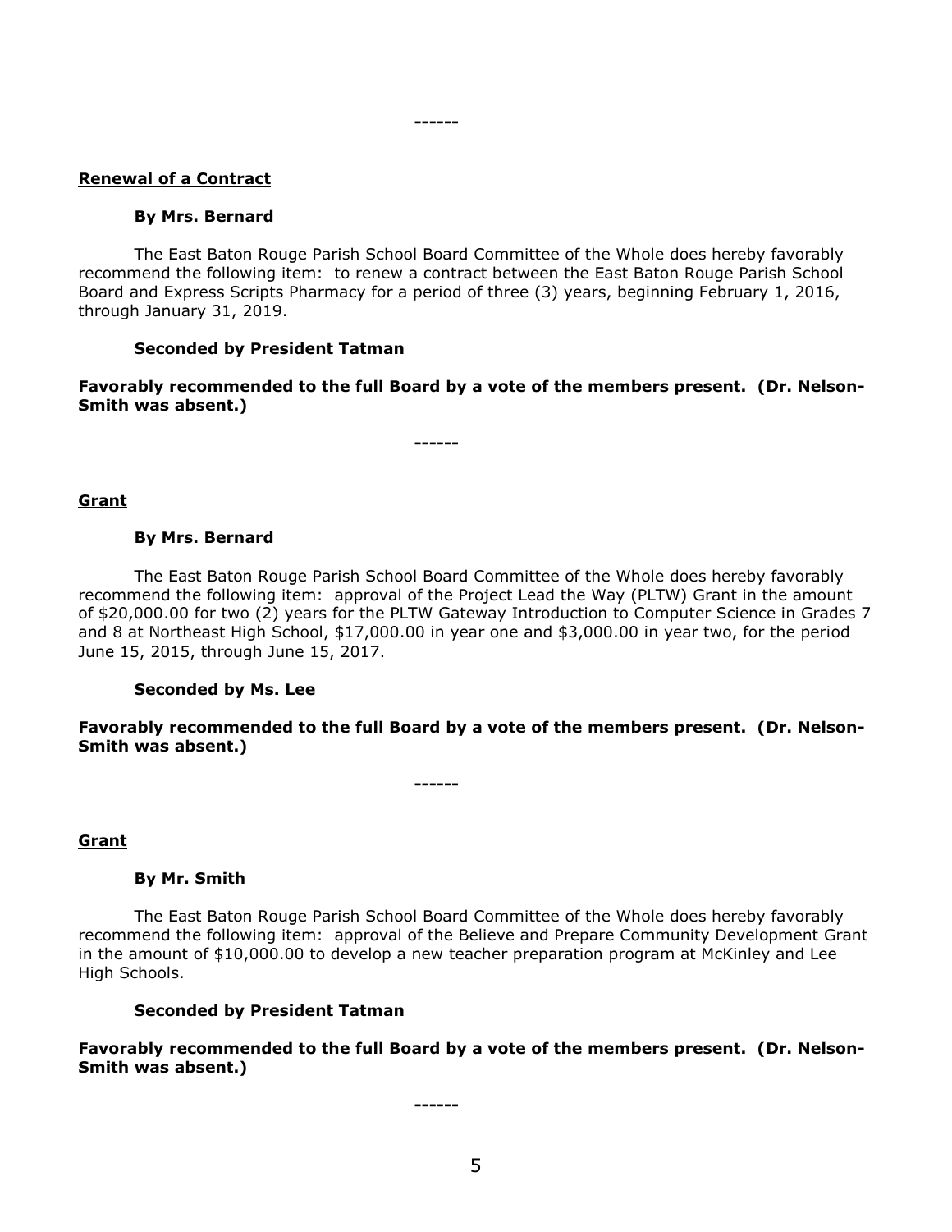------

**Renewal of a Contract**

**By Mrs. Bernard**

The East Baton Rouge Parish School Board Committee of the Whole does hereby favorably recommend the following item: to renew a contract between the East Baton Rouge Parish School Board and Express Scripts Pharmacy for a period of three (3) years, beginning February 1, 2016, through January 31, 2019.

**Seconded by President Tatman**

**Favorably recommended to the full Board by a vote of the members present. (Dr. Nelson-Smith was absent.)**

------

**Grant**

**By Mrs. Bernard**

The East Baton Rouge Parish School Board Committee of the Whole does hereby favorably recommend the following item: approval of the Project Lead the Way (PLTW) Grant in the amount of $20,000.00 for two (2) years for the PLTW Gateway Introduction to Computer Science in Grades 7 and 8 at Northeast High School, $17,000.00 in year one and $3,000.00 in year two, for the period June 15, 2015, through June 15, 2017.

**Seconded by Ms. Lee**

**Favorably recommended to the full Board by a vote of the members present. (Dr. Nelson-Smith was absent.)**

------

**Grant**

**By Mr. Smith**

The East Baton Rouge Parish School Board Committee of the Whole does hereby favorably recommend the following item: approval of the Believe and Prepare Community Development Grant in the amount of $10,000.00 to develop a new teacher preparation program at McKinley and Lee High Schools.

**Seconded by President Tatman**

**Favorably recommended to the full Board by a vote of the members present. (Dr. Nelson-Smith was absent.)**

------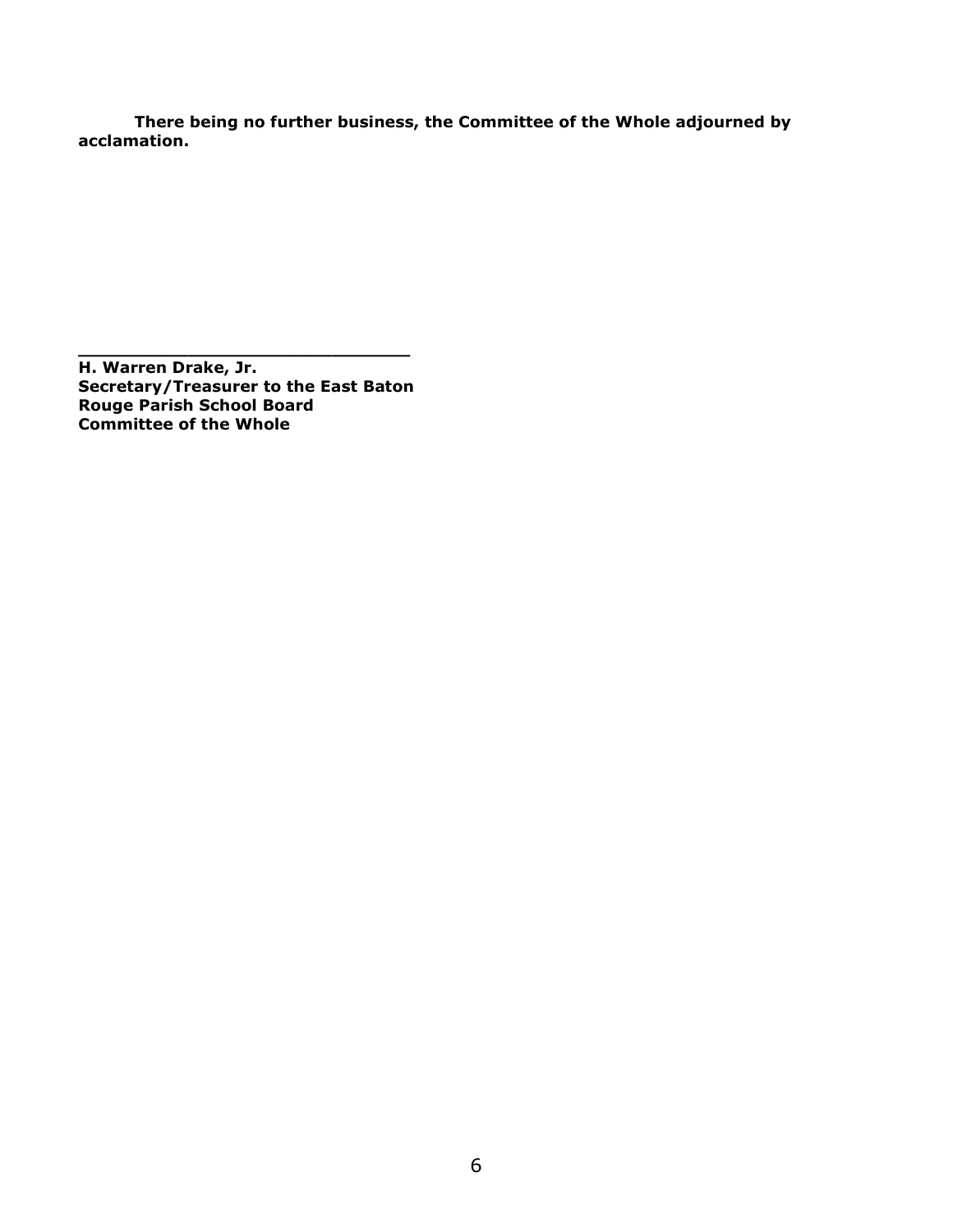**There being no further business, the Committee of the Whole adjourned by acclamation.**

**_______________________________**
**H. Warren Drake, Jr.**
**Secretary/Treasurer to the East Baton Rouge Parish School Board**
**Committee of the Whole**